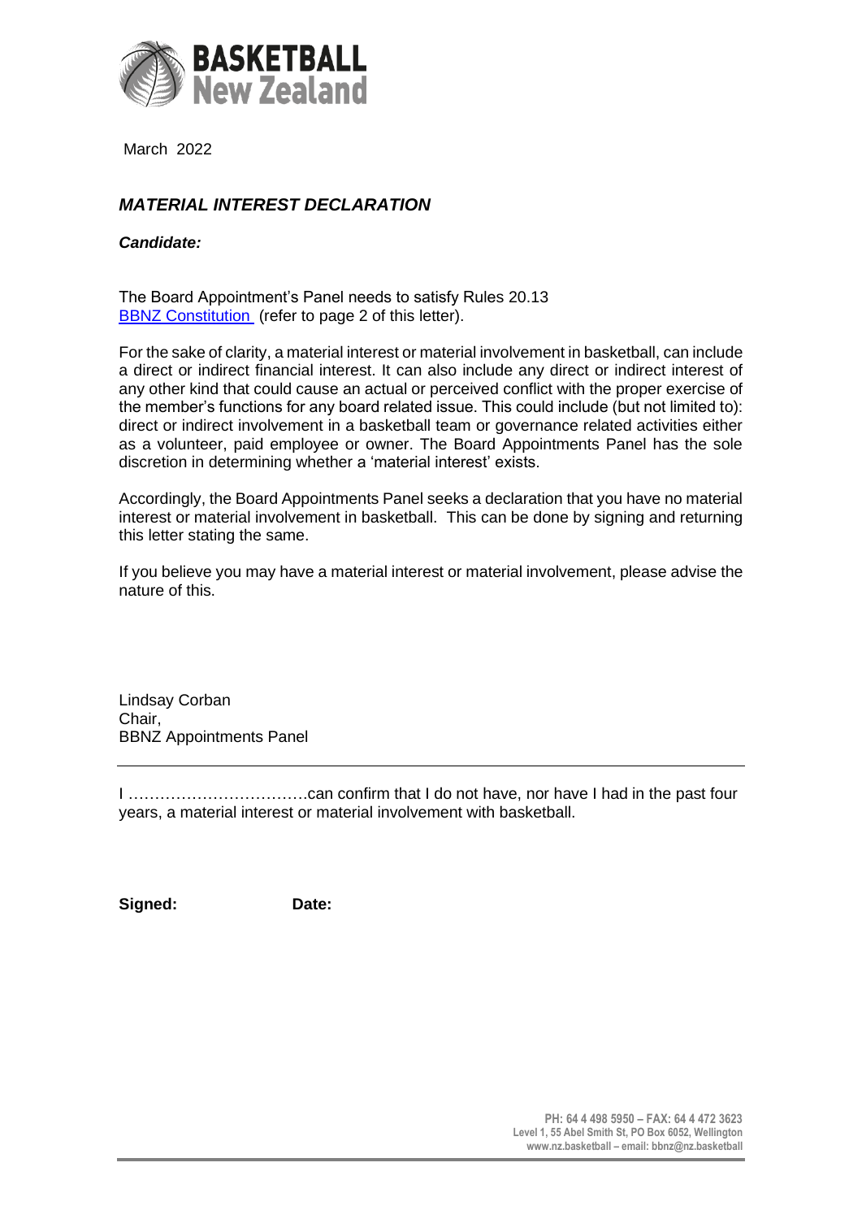BASKETBALL New Zealand

March 2022

## *MATERIAL INTEREST DECLARATION*

***Candidate:***

The Board Appointment's Panel needs to satisfy Rules 20.13 [BBNZ Constitution](BBNZ Constitution) (refer to page 2 of this letter).

For the sake of clarity, a material interest or material involvement in basketball, can include a direct or indirect financial interest. It can also include any direct or indirect interest of any other kind that could cause an actual or perceived conflict with the proper exercise of the member's functions for any board related issue. This could include (but not limited to): direct or indirect involvement in a basketball team or governance related activities either as a volunteer, paid employee or owner. The Board Appointments Panel has the sole discretion in determining whether a 'material interest' exists.

Accordingly, the Board Appointments Panel seeks a declaration that you have no material interest or material involvement in basketball. This can be done by signing and returning this letter stating the same.

If you believe you may have a material interest or material involvement, please advise the nature of this.

Lindsay Corban
Chair,
BBNZ Appointments Panel

---

I ……………………………can confirm that I do not have, nor have I had in the past four years, a material interest or material involvement with basketball.

**Signed:** **Date:**

PH: 64 4 498 5950 – FAX: 64 4 472 3623
Level 1, 55 Abel Smith St, PO Box 6052, Wellington
www.nz.basketball – email: bbnz@nz.basketball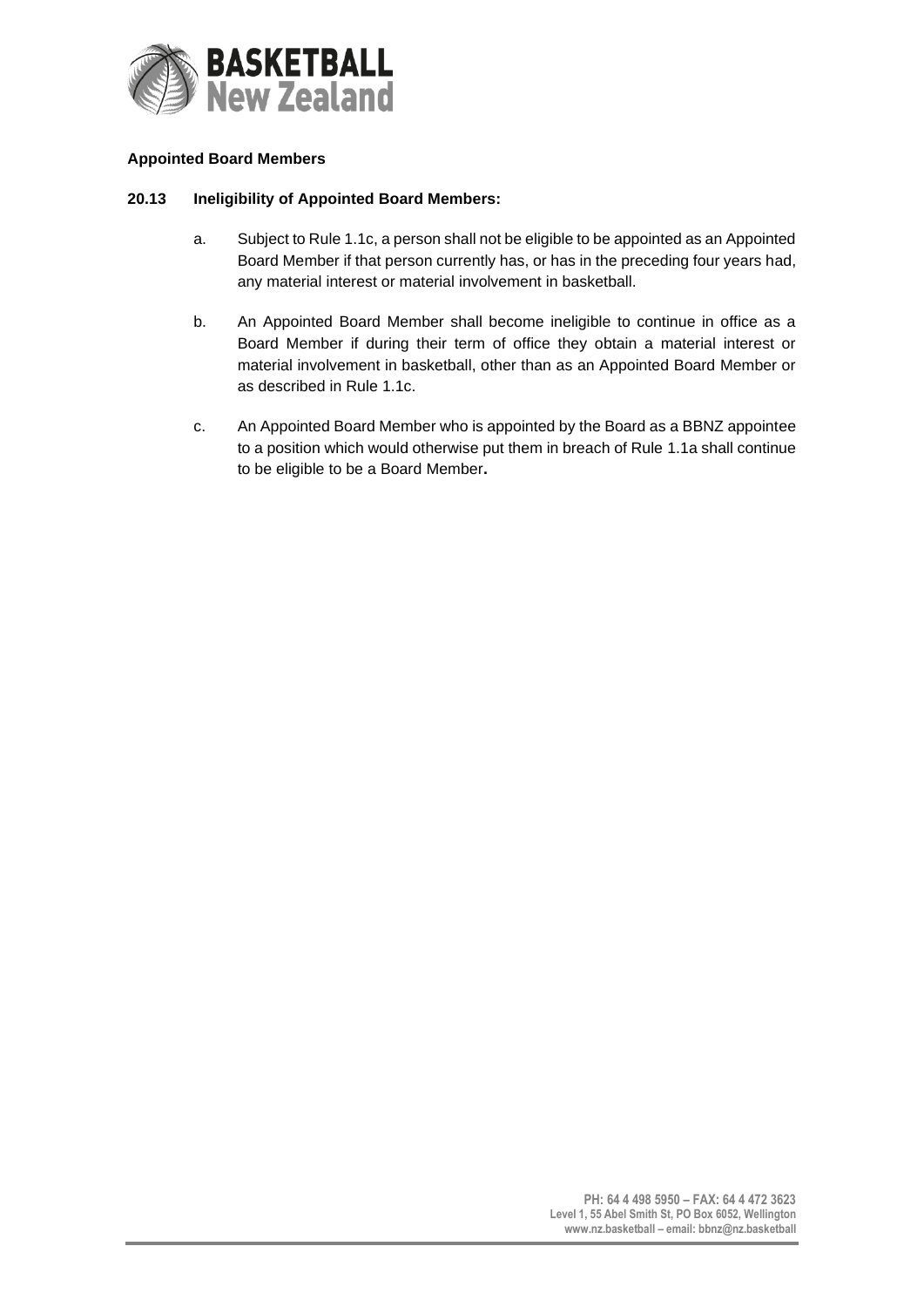**Appointed Board Members**

**20.13 Ineligibility of Appointed Board Members:**

a. Subject to Rule 1.1c, a person shall not be eligible to be appointed as an Appointed Board Member if that person currently has, or has in the preceding four years had, any material interest or material involvement in basketball.

b. An Appointed Board Member shall become ineligible to continue in office as a Board Member if during their term of office they obtain a material interest or material involvement in basketball, other than as an Appointed Board Member or as described in Rule 1.1c.

c. An Appointed Board Member who is appointed by the Board as a BBNZ appointee to a position which would otherwise put them in breach of Rule 1.1a shall continue to be eligible to be a Board Member.